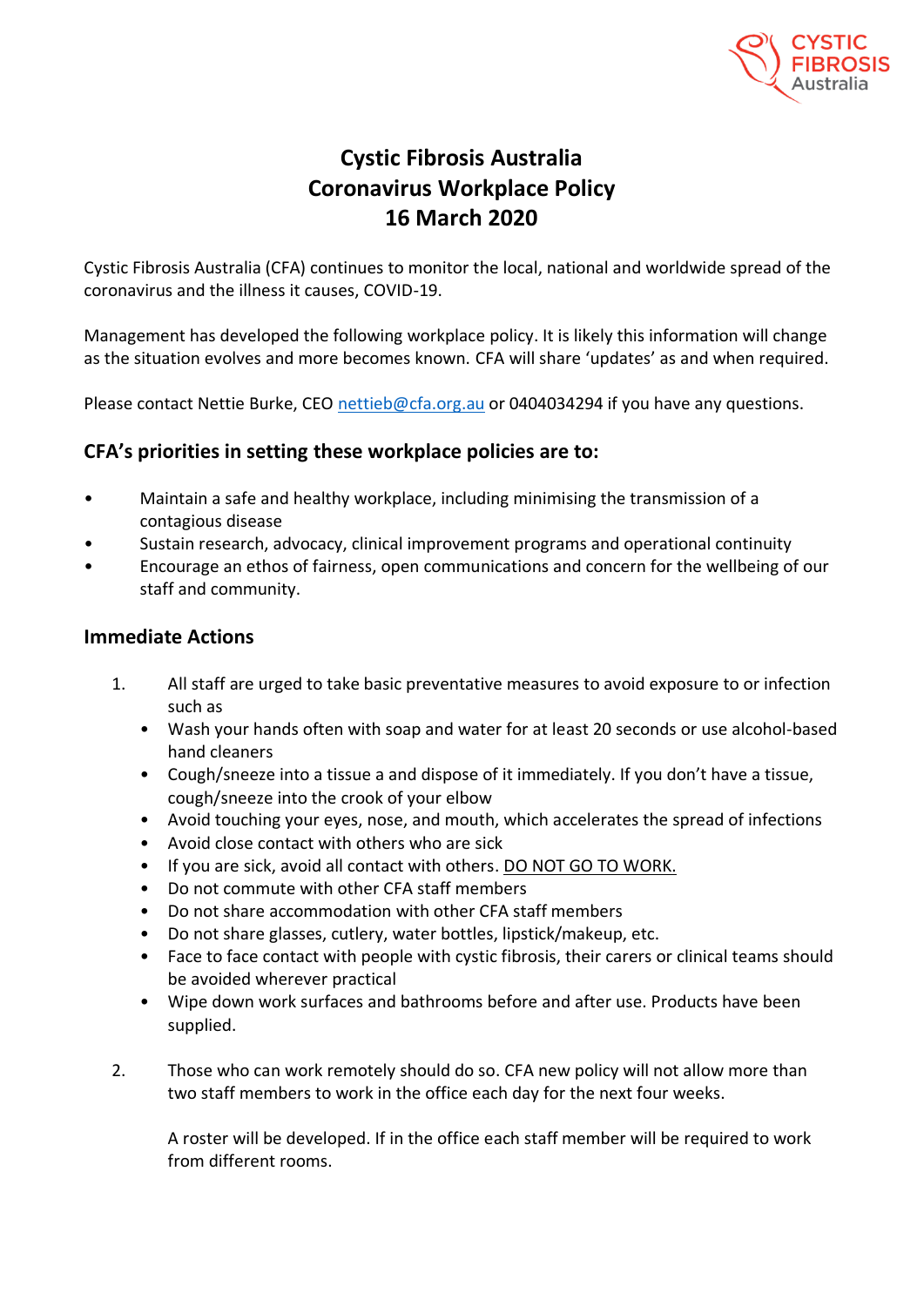# Cystic Fibrosis Australia
# Coronavirus Workplace Policy
# 16 March 2020

Cystic Fibrosis Australia (CFA) continues to monitor the local, national and worldwide spread of the coronavirus and the illness it causes, COVID-19.

Management has developed the following workplace policy. It is likely this information will change as the situation evolves and more becomes known. CFA will share 'updates' as and when required.

Please contact Nettie Burke, CEO nettieb@cfa.org.au or 0404034294 if you have any questions.

## CFA's priorities in setting these workplace policies are to:

- Maintain a safe and healthy workplace, including minimising the transmission of a contagious disease
- Sustain research, advocacy, clinical improvement programs and operational continuity
- Encourage an ethos of fairness, open communications and concern for the wellbeing of our staff and community.

## Immediate Actions

1. All staff are urged to take basic preventative measures to avoid exposure to or infection such as
   - Wash your hands often with soap and water for at least 20 seconds or use alcohol-based hand cleaners
   - Cough/sneeze into a tissue a and dispose of it immediately. If you don't have a tissue, cough/sneeze into the crook of your elbow
   - Avoid touching your eyes, nose, and mouth, which accelerates the spread of infections
   - Avoid close contact with others who are sick
   - If you are sick, avoid all contact with others. <u>DO NOT GO TO WORK.</u>
   - Do not commute with other CFA staff members
   - Do not share accommodation with other CFA staff members
   - Do not share glasses, cutlery, water bottles, lipstick/makeup, etc.
   - Face to face contact with people with cystic fibrosis, their carers or clinical teams should be avoided wherever practical
   - Wipe down work surfaces and bathrooms before and after use. Products have been supplied.

2. Those who can work remotely should do so. CFA new policy will not allow more than two staff members to work in the office each day for the next four weeks.

   A roster will be developed. If in the office each staff member will be required to work from different rooms.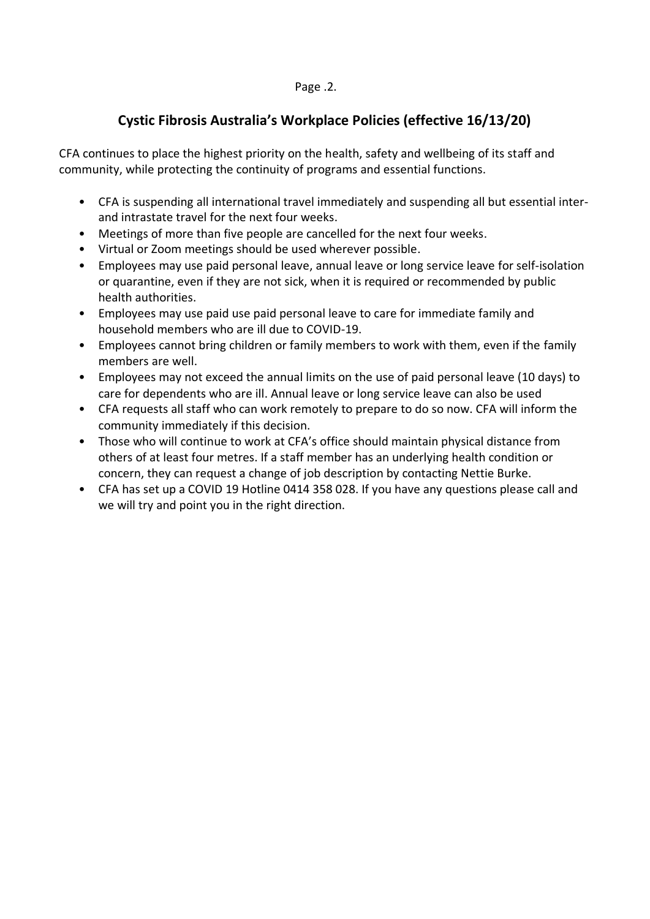## Cystic Fibrosis Australia's Workplace Policies (effective 16/13/20)

CFA continues to place the highest priority on the health, safety and wellbeing of its staff and community, while protecting the continuity of programs and essential functions.

- CFA is suspending all international travel immediately and suspending all but essential inter- and intrastate travel for the next four weeks.
- Meetings of more than five people are cancelled for the next four weeks.
- Virtual or Zoom meetings should be used wherever possible.
- Employees may use paid personal leave, annual leave or long service leave for self-isolation or quarantine, even if they are not sick, when it is required or recommended by public health authorities.
- Employees may use paid use paid personal leave to care for immediate family and household members who are ill due to COVID-19.
- Employees cannot bring children or family members to work with them, even if the family members are well.
- Employees may not exceed the annual limits on the use of paid personal leave (10 days) to care for dependents who are ill. Annual leave or long service leave can also be used
- CFA requests all staff who can work remotely to prepare to do so now. CFA will inform the community immediately if this decision.
- Those who will continue to work at CFA's office should maintain physical distance from others of at least four metres. If a staff member has an underlying health condition or concern, they can request a change of job description by contacting Nettie Burke.
- CFA has set up a COVID 19 Hotline 0414 358 028. If you have any questions please call and we will try and point you in the right direction.